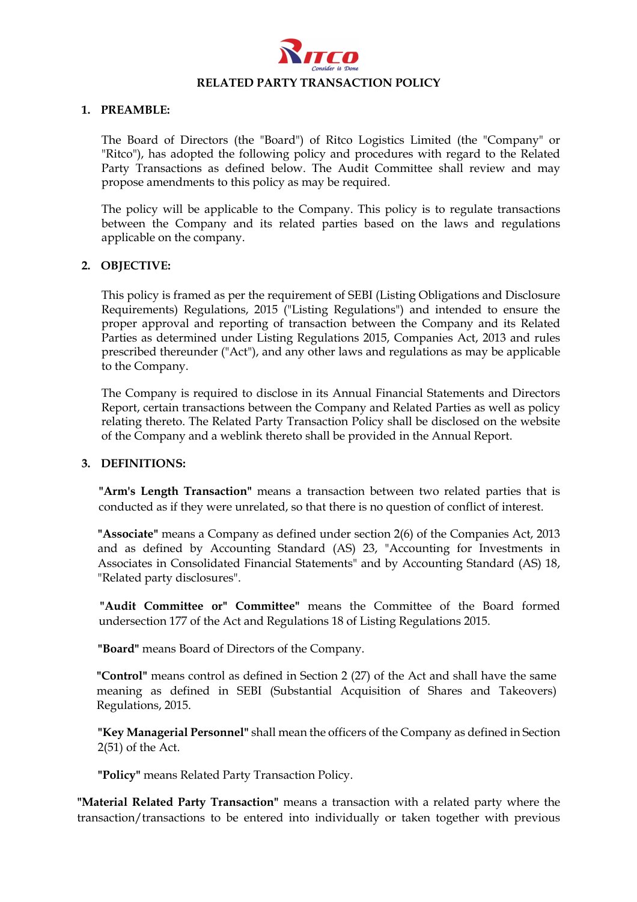# RELATED PARTY TRANSACTION POLICY

## 1. PREAMBLE:

The Board of Directors (the "Board") of Ritco Logistics Limited (the "Company" or "Ritco"), has adopted the following policy and procedures with regard to the Related Party Transactions as defined below. The Audit Committee shall review and may propose amendments to this policy as may be required.

The policy will be applicable to the Company. This policy is to regulate transactions between the Company and its related parties based on the laws and regulations applicable on the company.

## 2. OBJECTIVE:

This policy is framed as per the requirement of SEBI (Listing Obligations and Disclosure Requirements) Regulations, 2015 ("Listing Regulations") and intended to ensure the proper approval and reporting of transaction between the Company and its Related Parties as determined under Listing Regulations 2015, Companies Act, 2013 and rules prescribed thereunder ("Act"), and any other laws and regulations as may be applicable to the Company.

The Company is required to disclose in its Annual Financial Statements and Directors Report, certain transactions between the Company and Related Parties as well as policy relating thereto. The Related Party Transaction Policy shall be disclosed on the website of the Company and a weblink thereto shall be provided in the Annual Report.

## 3. DEFINITIONS:

**"Arm's Length Transaction"** means a transaction between two related parties that is conducted as if they were unrelated, so that there is no question of conflict of interest.

**"Associate"** means a Company as defined under section 2(6) of the Companies Act, 2013 and as defined by Accounting Standard (AS) 23, "Accounting for Investments in Associates in Consolidated Financial Statements" and by Accounting Standard (AS) 18, "Related party disclosures".

**"Audit Committee or" Committee"** means the Committee of the Board formed undersection 177 of the Act and Regulations 18 of Listing Regulations 2015.

**"Board"** means Board of Directors of the Company.

**"Control"** means control as defined in Section 2 (27) of the Act and shall have the same meaning as defined in SEBI (Substantial Acquisition of Shares and Takeovers) Regulations, 2015.

**"Key Managerial Personnel"** shall mean the officers of the Company as defined in Section 2(51) of the Act.

**"Policy"** means Related Party Transaction Policy.

**"Material Related Party Transaction"** means a transaction with a related party where the transaction/transactions to be entered into individually or taken together with previous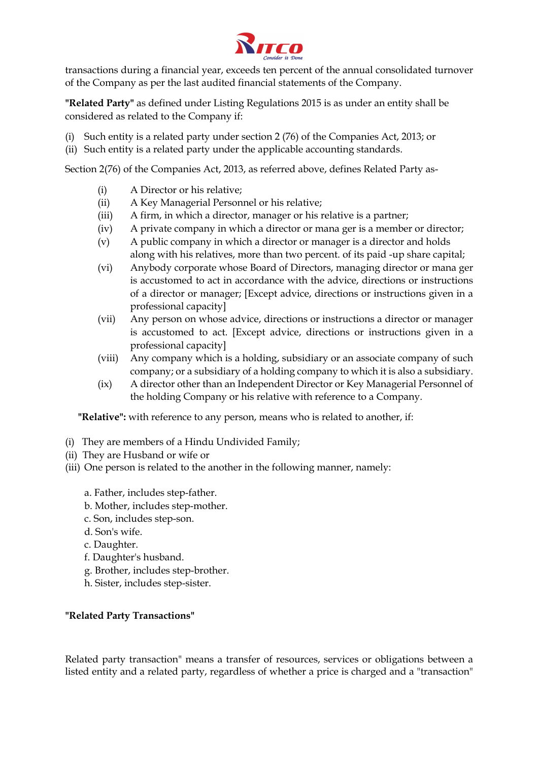transactions during a financial year, exceeds ten percent of the annual consolidated turnover of the Company as per the last audited financial statements of the Company.

**"Related Party"** as defined under Listing Regulations 2015 is as under an entity shall be considered as related to the Company if:

(i) Such entity is a related party under section 2 (76) of the Companies Act, 2013; or
(ii) Such entity is a related party under the applicable accounting standards.

Section 2(76) of the Companies Act, 2013, as referred above, defines Related Party as-

(i) A Director or his relative;
(ii) A Key Managerial Personnel or his relative;
(iii) A firm, in which a director, manager or his relative is a partner;
(iv) A private company in which a director or mana ger is a member or director;
(v) A public company in which a director or manager is a director and holds along with his relatives, more than two percent. of its paid -up share capital;
(vi) Anybody corporate whose Board of Directors, managing director or mana ger is accustomed to act in accordance with the advice, directions or instructions of a director or manager; [Except advice, directions or instructions given in a professional capacity]
(vii) Any person on whose advice, directions or instructions a director or manager is accustomed to act. [Except advice, directions or instructions given in a professional capacity]
(viii) Any company which is a holding, subsidiary or an associate company of such company; or a subsidiary of a holding company to which it is also a subsidiary.
(ix) A director other than an Independent Director or Key Managerial Personnel of the holding Company or his relative with reference to a Company.

**"Relative":** with reference to any person, means who is related to another, if:

(i) They are members of a Hindu Undivided Family;
(ii) They are Husband or wife or
(iii) One person is related to the another in the following manner, namely:

a. Father, includes step-father.
b. Mother, includes step-mother.
c. Son, includes step-son.
d. Son's wife.
c. Daughter.
f. Daughter's husband.
g. Brother, includes step-brother.
h. Sister, includes step-sister.

**"Related Party Transactions"**

Related party transaction" means a transfer of resources, services or obligations between a listed entity and a related party, regardless of whether a price is charged and a "transaction"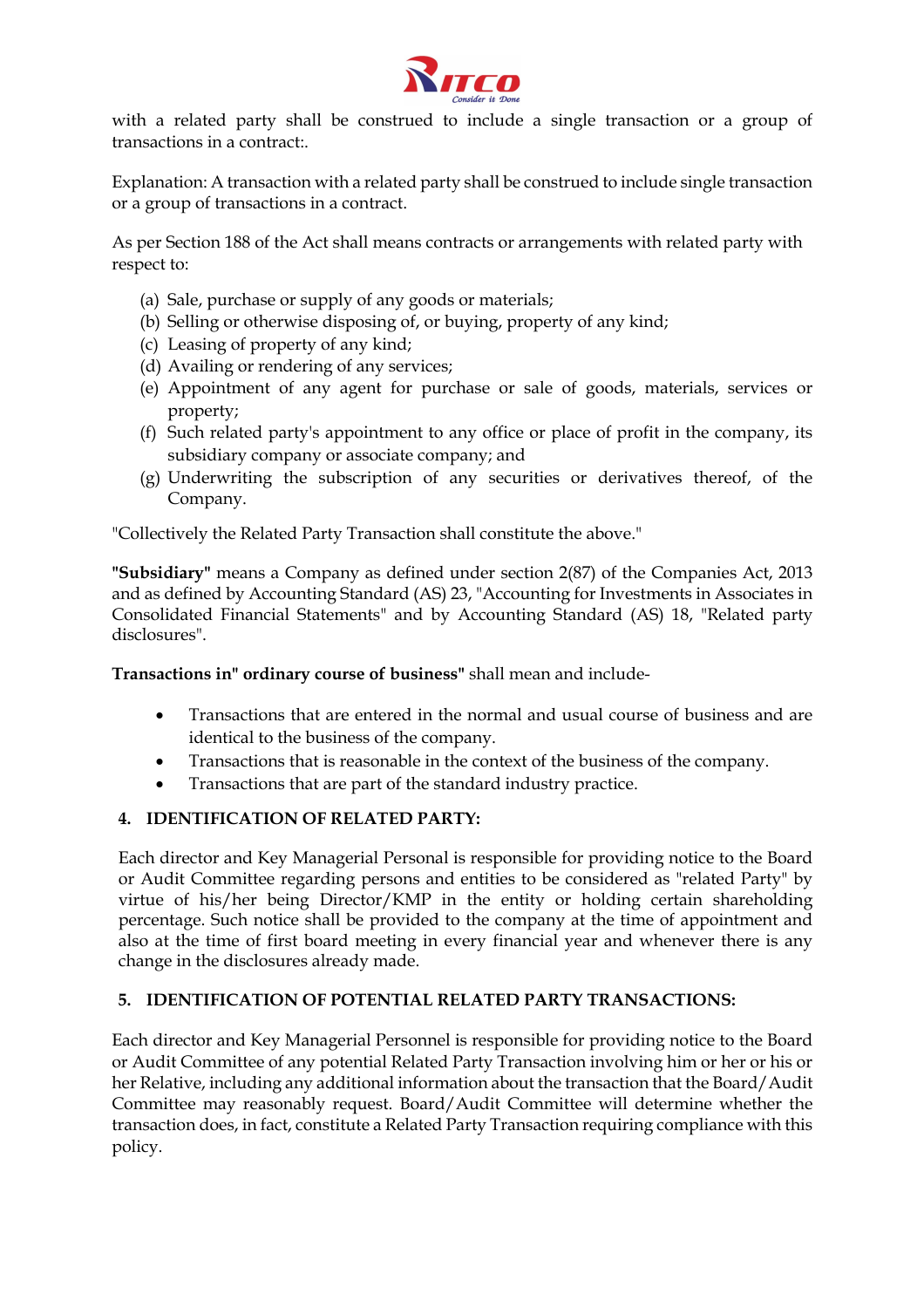with a related party shall be construed to include a single transaction or a group of transactions in a contract:.

Explanation: A transaction with a related party shall be construed to include single transaction or a group of transactions in a contract.

As per Section 188 of the Act shall means contracts or arrangements with related party with respect to:

(a) Sale, purchase or supply of any goods or materials;
(b) Selling or otherwise disposing of, or buying, property of any kind;
(c) Leasing of property of any kind;
(d) Availing or rendering of any services;
(e) Appointment of any agent for purchase or sale of goods, materials, services or property;
(f) Such related party's appointment to any office or place of profit in the company, its subsidiary company or associate company; and
(g) Underwriting the subscription of any securities or derivatives thereof, of the Company.

"Collectively the Related Party Transaction shall constitute the above."

**"Subsidiary"** means a Company as defined under section 2(87) of the Companies Act, 2013 and as defined by Accounting Standard (AS) 23, "Accounting for Investments in Associates in Consolidated Financial Statements" and by Accounting Standard (AS) 18, "Related party disclosures".

**Transactions in" ordinary course of business"** shall mean and include-

- Transactions that are entered in the normal and usual course of business and are identical to the business of the company.
- Transactions that is reasonable in the context of the business of the company.
- Transactions that are part of the standard industry practice.

## 4. IDENTIFICATION OF RELATED PARTY:

Each director and Key Managerial Personal is responsible for providing notice to the Board or Audit Committee regarding persons and entities to be considered as "related Party" by virtue of his/her being Director/KMP in the entity or holding certain shareholding percentage. Such notice shall be provided to the company at the time of appointment and also at the time of first board meeting in every financial year and whenever there is any change in the disclosures already made.

## 5. IDENTIFICATION OF POTENTIAL RELATED PARTY TRANSACTIONS:

Each director and Key Managerial Personnel is responsible for providing notice to the Board or Audit Committee of any potential Related Party Transaction involving him or her or his or her Relative, including any additional information about the transaction that the Board/Audit Committee may reasonably request. Board/Audit Committee will determine whether the transaction does, in fact, constitute a Related Party Transaction requiring compliance with this policy.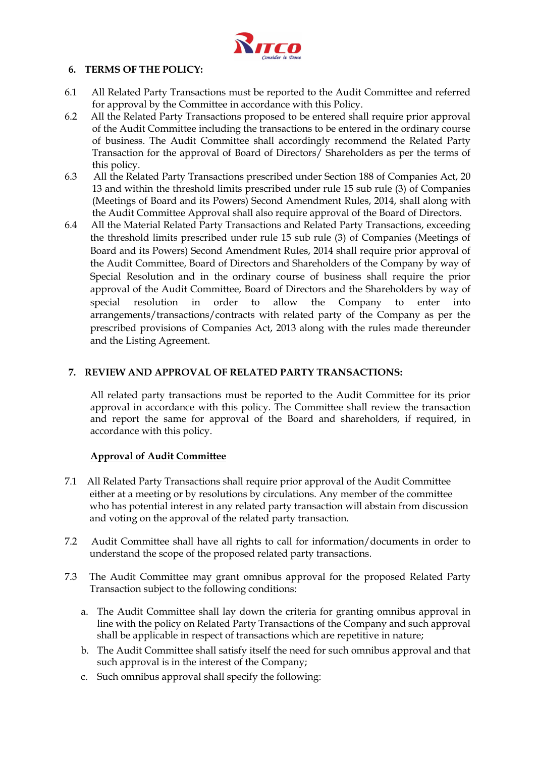## 6. TERMS OF THE POLICY:

6.1 All Related Party Transactions must be reported to the Audit Committee and referred for approval by the Committee in accordance with this Policy.

6.2 All the Related Party Transactions proposed to be entered shall require prior approval of the Audit Committee including the transactions to be entered in the ordinary course of business. The Audit Committee shall accordingly recommend the Related Party Transaction for the approval of Board of Directors/ Shareholders as per the terms of this policy.

6.3 All the Related Party Transactions prescribed under Section 188 of Companies Act, 20 13 and within the threshold limits prescribed under rule 15 sub rule (3) of Companies (Meetings of Board and its Powers) Second Amendment Rules, 2014, shall along with the Audit Committee Approval shall also require approval of the Board of Directors.

6.4 All the Material Related Party Transactions and Related Party Transactions, exceeding the threshold limits prescribed under rule 15 sub rule (3) of Companies (Meetings of Board and its Powers) Second Amendment Rules, 2014 shall require prior approval of the Audit Committee, Board of Directors and Shareholders of the Company by way of Special Resolution and in the ordinary course of business shall require the prior approval of the Audit Committee, Board of Directors and the Shareholders by way of special resolution in order to allow the Company to enter into arrangements/transactions/contracts with related party of the Company as per the prescribed provisions of Companies Act, 2013 along with the rules made thereunder and the Listing Agreement.

## 7. REVIEW AND APPROVAL OF RELATED PARTY TRANSACTIONS:

All related party transactions must be reported to the Audit Committee for its prior approval in accordance with this policy. The Committee shall review the transaction and report the same for approval of the Board and shareholders, if required, in accordance with this policy.

**Approval of Audit Committee**

7.1 All Related Party Transactions shall require prior approval of the Audit Committee either at a meeting or by resolutions by circulations. Any member of the committee who has potential interest in any related party transaction will abstain from discussion and voting on the approval of the related party transaction.

7.2 Audit Committee shall have all rights to call for information/documents in order to understand the scope of the proposed related party transactions.

7.3 The Audit Committee may grant omnibus approval for the proposed Related Party Transaction subject to the following conditions:

a. The Audit Committee shall lay down the criteria for granting omnibus approval in line with the policy on Related Party Transactions of the Company and such approval shall be applicable in respect of transactions which are repetitive in nature;

b. The Audit Committee shall satisfy itself the need for such omnibus approval and that such approval is in the interest of the Company;

c. Such omnibus approval shall specify the following: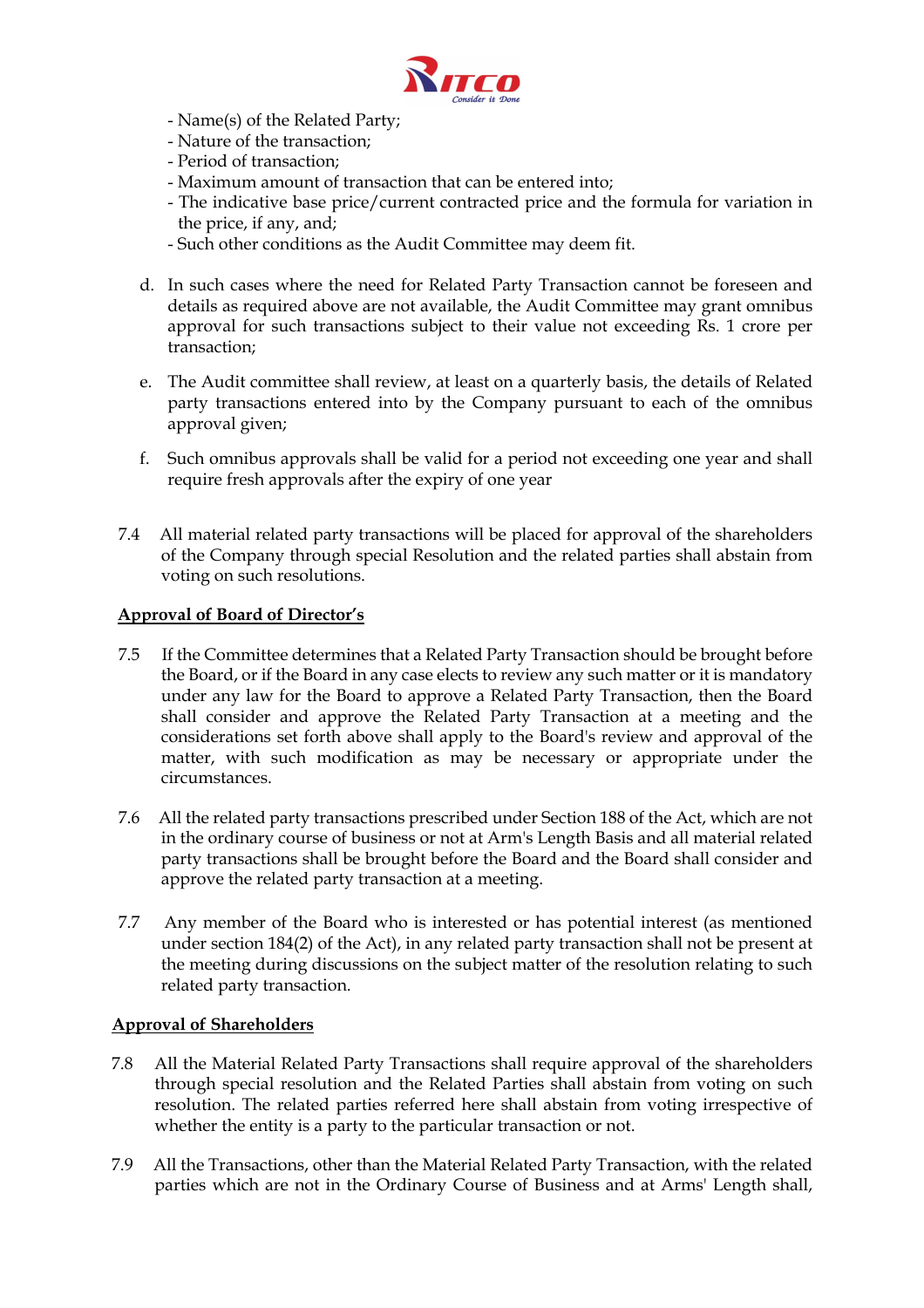- Name(s) of the Related Party;
- Nature of the transaction;
- Period of transaction;
- Maximum amount of transaction that can be entered into;
- The indicative base price/current contracted price and the formula for variation in the price, if any, and;
- Such other conditions as the Audit Committee may deem fit.

d. In such cases where the need for Related Party Transaction cannot be foreseen and details as required above are not available, the Audit Committee may grant omnibus approval for such transactions subject to their value not exceeding Rs. 1 crore per transaction;

e. The Audit committee shall review, at least on a quarterly basis, the details of Related party transactions entered into by the Company pursuant to each of the omnibus approval given;

f. Such omnibus approvals shall be valid for a period not exceeding one year and shall require fresh approvals after the expiry of one year

7.4 All material related party transactions will be placed for approval of the shareholders of the Company through special Resolution and the related parties shall abstain from voting on such resolutions.

**Approval of Board of Director's**

7.5 If the Committee determines that a Related Party Transaction should be brought before the Board, or if the Board in any case elects to review any such matter or it is mandatory under any law for the Board to approve a Related Party Transaction, then the Board shall consider and approve the Related Party Transaction at a meeting and the considerations set forth above shall apply to the Board's review and approval of the matter, with such modification as may be necessary or appropriate under the circumstances.

7.6 All the related party transactions prescribed under Section 188 of the Act, which are not in the ordinary course of business or not at Arm's Length Basis and all material related party transactions shall be brought before the Board and the Board shall consider and approve the related party transaction at a meeting.

7.7 Any member of the Board who is interested or has potential interest (as mentioned under section 184(2) of the Act), in any related party transaction shall not be present at the meeting during discussions on the subject matter of the resolution relating to such related party transaction.

**Approval of Shareholders**

7.8 All the Material Related Party Transactions shall require approval of the shareholders through special resolution and the Related Parties shall abstain from voting on such resolution. The related parties referred here shall abstain from voting irrespective of whether the entity is a party to the particular transaction or not.

7.9 All the Transactions, other than the Material Related Party Transaction, with the related parties which are not in the Ordinary Course of Business and at Arms' Length shall,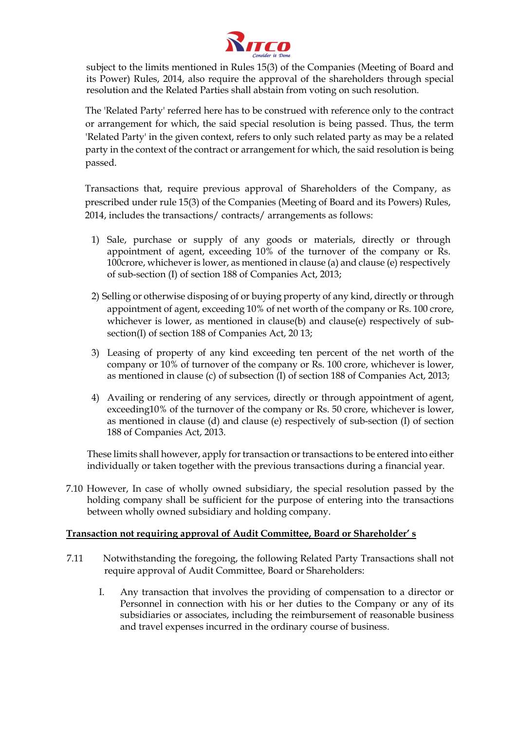subject to the limits mentioned in Rules 15(3) of the Companies (Meeting of Board and its Power) Rules, 2014, also require the approval of the shareholders through special resolution and the Related Parties shall abstain from voting on such resolution.

The 'Related Party' referred here has to be construed with reference only to the contract or arrangement for which, the said special resolution is being passed. Thus, the term 'Related Party' in the given context, refers to only such related party as may be a related party in the context of the contract or arrangement for which, the said resolution is being passed.

Transactions that, require previous approval of Shareholders of the Company, as prescribed under rule 15(3) of the Companies (Meeting of Board and its Powers) Rules, 2014, includes the transactions/ contracts/ arrangements as follows:

1) Sale, purchase or supply of any goods or materials, directly or through appointment of agent, exceeding 10% of the turnover of the company or Rs. 100crore, whichever is lower, as mentioned in clause (a) and clause (e) respectively of sub-section (I) of section 188 of Companies Act, 2013;

2) Selling or otherwise disposing of or buying property of any kind, directly or through appointment of agent, exceeding 10% of net worth of the company or Rs. 100 crore, whichever is lower, as mentioned in clause(b) and clause(e) respectively of sub-section(I) of section 188 of Companies Act, 20 13;

3) Leasing of property of any kind exceeding ten percent of the net worth of the company or 10% of turnover of the company or Rs. 100 crore, whichever is lower, as mentioned in clause (c) of subsection (I) of section 188 of Companies Act, 2013;

4) Availing or rendering of any services, directly or through appointment of agent, exceeding10% of the turnover of the company or Rs. 50 crore, whichever is lower, as mentioned in clause (d) and clause (e) respectively of sub-section (I) of section 188 of Companies Act, 2013.

These limits shall however, apply for transaction or transactions to be entered into either individually or taken together with the previous transactions during a financial year.

7.10 However, In case of wholly owned subsidiary, the special resolution passed by the holding company shall be sufficient for the purpose of entering into the transactions between wholly owned subsidiary and holding company.

**Transaction not requiring approval of Audit Committee, Board or Shareholder' s**

7.11 Notwithstanding the foregoing, the following Related Party Transactions shall not require approval of Audit Committee, Board or Shareholders:

I. Any transaction that involves the providing of compensation to a director or Personnel in connection with his or her duties to the Company or any of its subsidiaries or associates, including the reimbursement of reasonable business and travel expenses incurred in the ordinary course of business.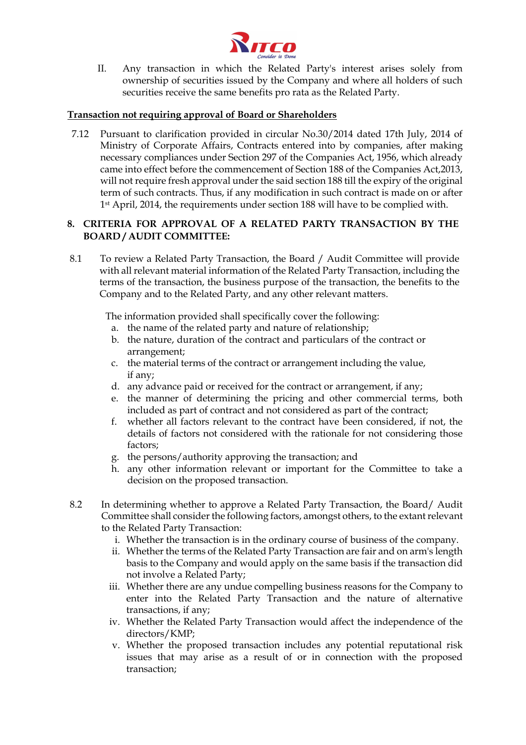II. Any transaction in which the Related Party's interest arises solely from ownership of securities issued by the Company and where all holders of such securities receive the same benefits pro rata as the Related Party.

**Transaction not requiring approval of Board or Shareholders**

7.12 Pursuant to clarification provided in circular No.30/2014 dated 17th July, 2014 of Ministry of Corporate Affairs, Contracts entered into by companies, after making necessary compliances under Section 297 of the Companies Act, 1956, which already came into effect before the commencement of Section 188 of the Companies Act,2013, will not require fresh approval under the said section 188 till the expiry of the original term of such contracts. Thus, if any modification in such contract is made on or after 1st April, 2014, the requirements under section 188 will have to be complied with.

## 8. CRITERIA FOR APPROVAL OF A RELATED PARTY TRANSACTION BY THE BOARD / AUDIT COMMITTEE:

8.1 To review a Related Party Transaction, the Board / Audit Committee will provide with all relevant material information of the Related Party Transaction, including the terms of the transaction, the business purpose of the transaction, the benefits to the Company and to the Related Party, and any other relevant matters.

The information provided shall specifically cover the following:

a. the name of the related party and nature of relationship;
b. the nature, duration of the contract and particulars of the contract or arrangement;
c. the material terms of the contract or arrangement including the value, if any;
d. any advance paid or received for the contract or arrangement, if any;
e. the manner of determining the pricing and other commercial terms, both included as part of contract and not considered as part of the contract;
f. whether all factors relevant to the contract have been considered, if not, the details of factors not considered with the rationale for not considering those factors;
g. the persons/authority approving the transaction; and
h. any other information relevant or important for the Committee to take a decision on the proposed transaction.

8.2 In determining whether to approve a Related Party Transaction, the Board/ Audit Committee shall consider the following factors, amongst others, to the extant relevant to the Related Party Transaction:

i. Whether the transaction is in the ordinary course of business of the company.
ii. Whether the terms of the Related Party Transaction are fair and on arm's length basis to the Company and would apply on the same basis if the transaction did not involve a Related Party;
iii. Whether there are any undue compelling business reasons for the Company to enter into the Related Party Transaction and the nature of alternative transactions, if any;
iv. Whether the Related Party Transaction would affect the independence of the directors/KMP;
v. Whether the proposed transaction includes any potential reputational risk issues that may arise as a result of or in connection with the proposed transaction;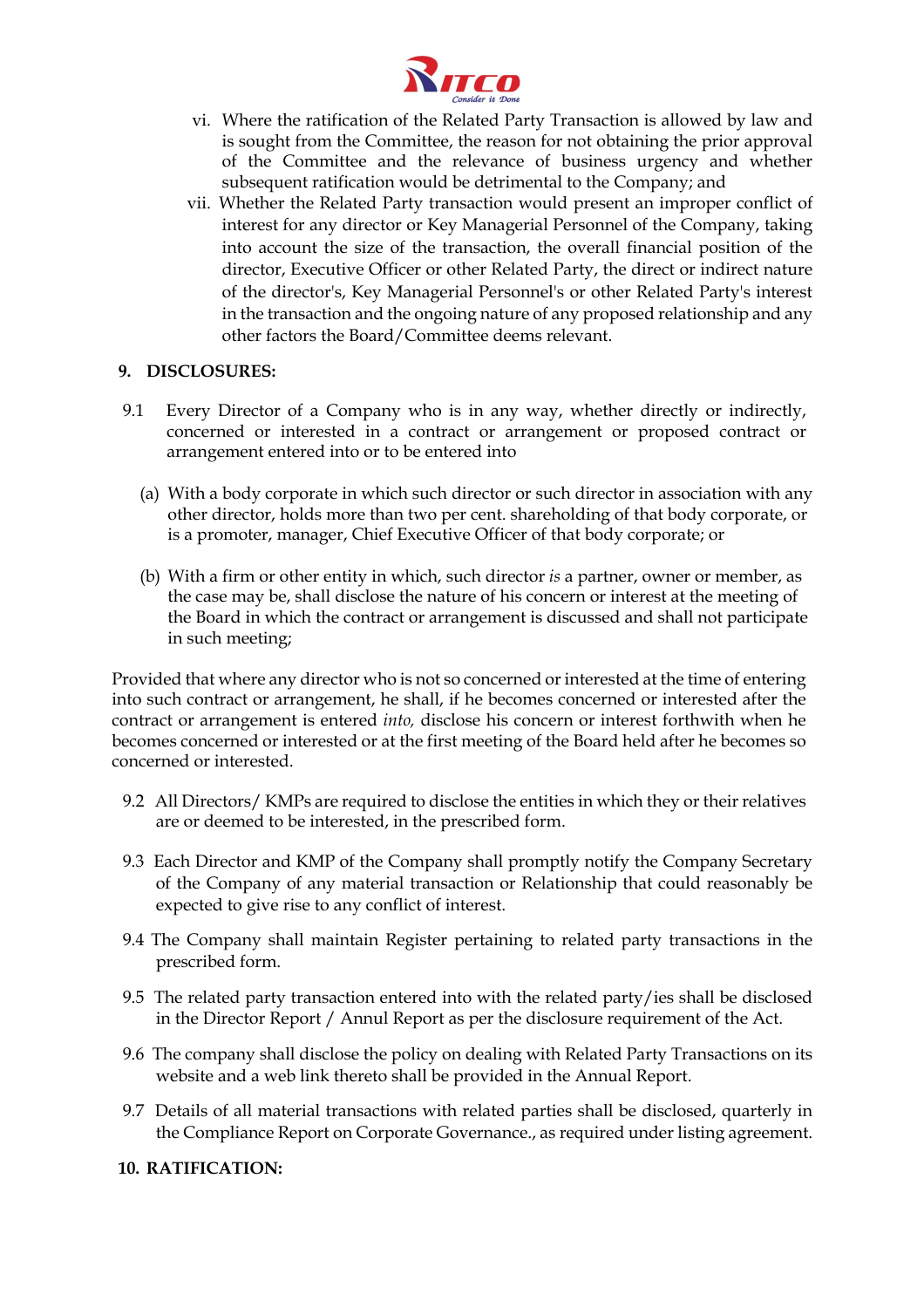vi. Where the ratification of the Related Party Transaction is allowed by law and is sought from the Committee, the reason for not obtaining the prior approval of the Committee and the relevance of business urgency and whether subsequent ratification would be detrimental to the Company; and

vii. Whether the Related Party transaction would present an improper conflict of interest for any director or Key Managerial Personnel of the Company, taking into account the size of the transaction, the overall financial position of the director, Executive Officer or other Related Party, the direct or indirect nature of the director's, Key Managerial Personnel's or other Related Party's interest in the transaction and the ongoing nature of any proposed relationship and any other factors the Board/Committee deems relevant.

## 9. DISCLOSURES:

9.1 Every Director of a Company who is in any way, whether directly or indirectly, concerned or interested in a contract or arrangement or proposed contract or arrangement entered into or to be entered into

(a) With a body corporate in which such director or such director in association with any other director, holds more than two per cent. shareholding of that body corporate, or is a promoter, manager, Chief Executive Officer of that body corporate; or

(b) With a firm or other entity in which, such director *is* a partner, owner or member, as the case may be, shall disclose the nature of his concern or interest at the meeting of the Board in which the contract or arrangement is discussed and shall not participate in such meeting;

Provided that where any director who is not so concerned or interested at the time of entering into such contract or arrangement, he shall, if he becomes concerned or interested after the contract or arrangement is entered *into,* disclose his concern or interest forthwith when he becomes concerned or interested or at the first meeting of the Board held after he becomes so concerned or interested.

9.2 All Directors/ KMPs are required to disclose the entities in which they or their relatives are or deemed to be interested, in the prescribed form.

9.3 Each Director and KMP of the Company shall promptly notify the Company Secretary of the Company of any material transaction or Relationship that could reasonably be expected to give rise to any conflict of interest.

9.4 The Company shall maintain Register pertaining to related party transactions in the prescribed form.

9.5 The related party transaction entered into with the related party/ies shall be disclosed in the Director Report / Annul Report as per the disclosure requirement of the Act.

9.6 The company shall disclose the policy on dealing with Related Party Transactions on its website and a web link thereto shall be provided in the Annual Report.

9.7 Details of all material transactions with related parties shall be disclosed, quarterly in the Compliance Report on Corporate Governance., as required under listing agreement.

## 10. RATIFICATION: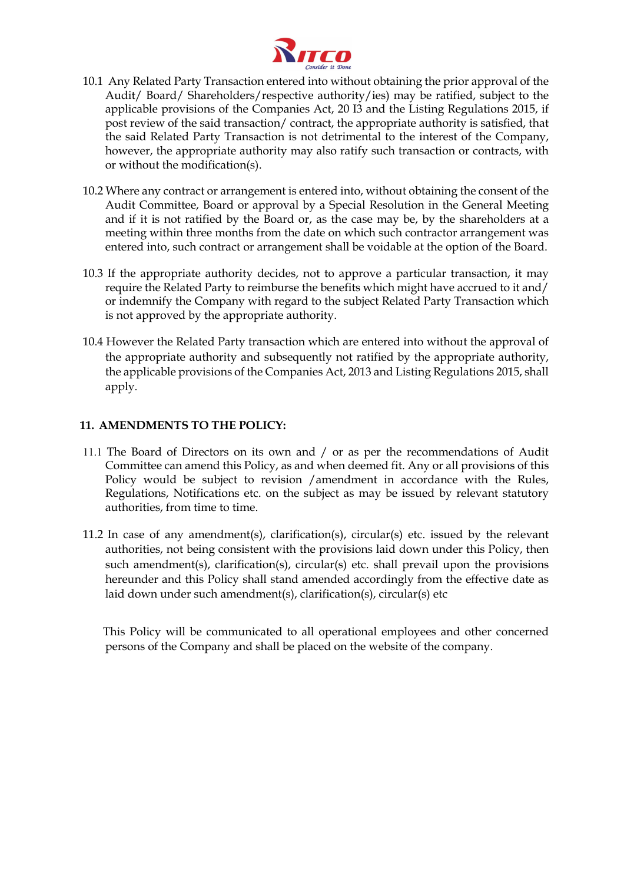10.1 Any Related Party Transaction entered into without obtaining the prior approval of the Audit/ Board/ Shareholders/respective authority/ies) may be ratified, subject to the applicable provisions of the Companies Act, 20 I3 and the Listing Regulations 2015, if post review of the said transaction/ contract, the appropriate authority is satisfied, that the said Related Party Transaction is not detrimental to the interest of the Company, however, the appropriate authority may also ratify such transaction or contracts, with or without the modification(s).

10.2 Where any contract or arrangement is entered into, without obtaining the consent of the Audit Committee, Board or approval by a Special Resolution in the General Meeting and if it is not ratified by the Board or, as the case may be, by the shareholders at a meeting within three months from the date on which such contractor arrangement was entered into, such contract or arrangement shall be voidable at the option of the Board.

10.3 If the appropriate authority decides, not to approve a particular transaction, it may require the Related Party to reimburse the benefits which might have accrued to it and/ or indemnify the Company with regard to the subject Related Party Transaction which is not approved by the appropriate authority.

10.4 However the Related Party transaction which are entered into without the approval of the appropriate authority and subsequently not ratified by the appropriate authority, the applicable provisions of the Companies Act, 2013 and Listing Regulations 2015, shall apply.

## 11. AMENDMENTS TO THE POLICY:

11.1 The Board of Directors on its own and / or as per the recommendations of Audit Committee can amend this Policy, as and when deemed fit. Any or all provisions of this Policy would be subject to revision /amendment in accordance with the Rules, Regulations, Notifications etc. on the subject as may be issued by relevant statutory authorities, from time to time.

11.2 In case of any amendment(s), clarification(s), circular(s) etc. issued by the relevant authorities, not being consistent with the provisions laid down under this Policy, then such amendment(s), clarification(s), circular(s) etc. shall prevail upon the provisions hereunder and this Policy shall stand amended accordingly from the effective date as laid down under such amendment(s), clarification(s), circular(s) etc

This Policy will be communicated to all operational employees and other concerned persons of the Company and shall be placed on the website of the company.